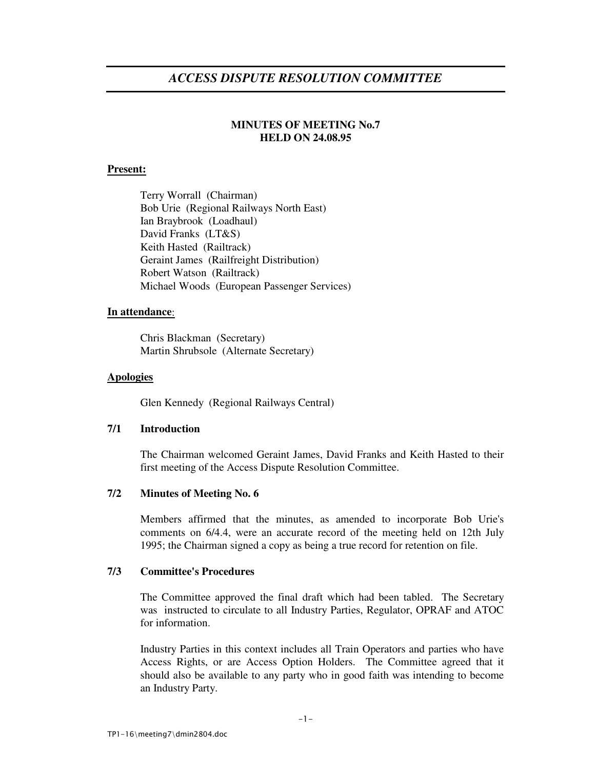# *ACCESS DISPUTE RESOLUTION COMMITTEE*

**MINUTES OF MEETING No.7**
**HELD ON 24.08.95**

**Present:**

Terry Worrall (Chairman)
Bob Urie (Regional Railways North East)
Ian Braybrook (Loadhaul)
David Franks (LT&S)
Keith Hasted (Railtrack)
Geraint James (Railfreight Distribution)
Robert Watson (Railtrack)
Michael Woods (European Passenger Services)

**In attendance**:

Chris Blackman (Secretary)
Martin Shrubsole (Alternate Secretary)

**Apologies**

Glen Kennedy (Regional Railways Central)

### 7/1 Introduction

The Chairman welcomed Geraint James, David Franks and Keith Hasted to their first meeting of the Access Dispute Resolution Committee.

### 7/2 Minutes of Meeting No. 6

Members affirmed that the minutes, as amended to incorporate Bob Urie's comments on 6/4.4, were an accurate record of the meeting held on 12th July 1995; the Chairman signed a copy as being a true record for retention on file.

### 7/3 Committee's Procedures

The Committee approved the final draft which had been tabled. The Secretary was instructed to circulate to all Industry Parties, Regulator, OPRAF and ATOC for information.

Industry Parties in this context includes all Train Operators and parties who have Access Rights, or are Access Option Holders. The Committee agreed that it should also be available to any party who in good faith was intending to become an Industry Party.

TP1-16\meeting7\dmin2804.doc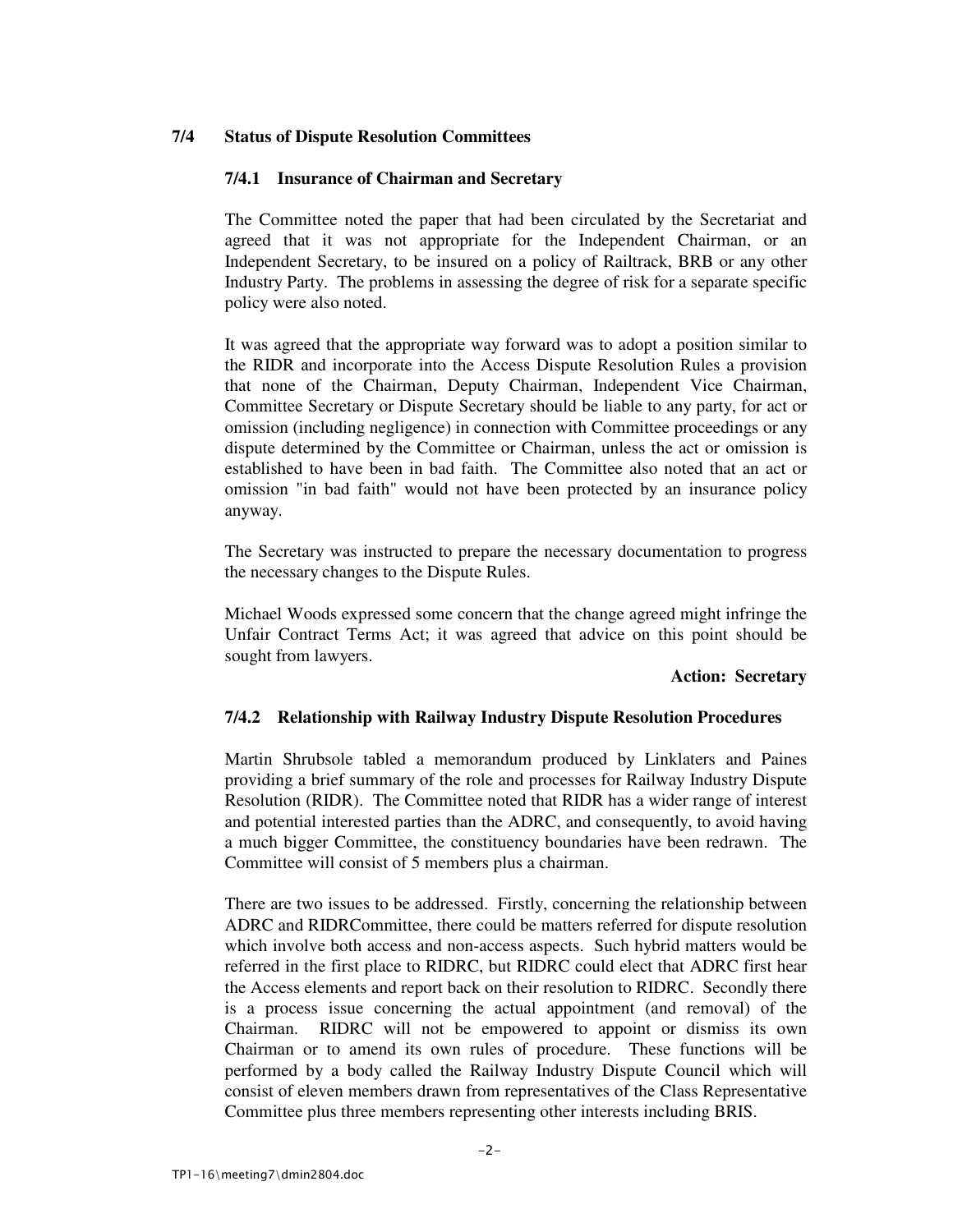## 7/4 Status of Dispute Resolution Committees

### 7/4.1 Insurance of Chairman and Secretary

The Committee noted the paper that had been circulated by the Secretariat and agreed that it was not appropriate for the Independent Chairman, or an Independent Secretary, to be insured on a policy of Railtrack, BRB or any other Industry Party. The problems in assessing the degree of risk for a separate specific policy were also noted.

It was agreed that the appropriate way forward was to adopt a position similar to the RIDR and incorporate into the Access Dispute Resolution Rules a provision that none of the Chairman, Deputy Chairman, Independent Vice Chairman, Committee Secretary or Dispute Secretary should be liable to any party, for act or omission (including negligence) in connection with Committee proceedings or any dispute determined by the Committee or Chairman, unless the act or omission is established to have been in bad faith. The Committee also noted that an act or omission "in bad faith" would not have been protected by an insurance policy anyway.

The Secretary was instructed to prepare the necessary documentation to progress the necessary changes to the Dispute Rules.

Michael Woods expressed some concern that the change agreed might infringe the Unfair Contract Terms Act; it was agreed that advice on this point should be sought from lawyers.

**Action: Secretary**

### 7/4.2 Relationship with Railway Industry Dispute Resolution Procedures

Martin Shrubsole tabled a memorandum produced by Linklaters and Paines providing a brief summary of the role and processes for Railway Industry Dispute Resolution (RIDR). The Committee noted that RIDR has a wider range of interest and potential interested parties than the ADRC, and consequently, to avoid having a much bigger Committee, the constituency boundaries have been redrawn. The Committee will consist of 5 members plus a chairman.

There are two issues to be addressed. Firstly, concerning the relationship between ADRC and RIDRCommittee, there could be matters referred for dispute resolution which involve both access and non-access aspects. Such hybrid matters would be referred in the first place to RIDRC, but RIDRC could elect that ADRC first hear the Access elements and report back on their resolution to RIDRC. Secondly there is a process issue concerning the actual appointment (and removal) of the Chairman. RIDRC will not be empowered to appoint or dismiss its own Chairman or to amend its own rules of procedure. These functions will be performed by a body called the Railway Industry Dispute Council which will consist of eleven members drawn from representatives of the Class Representative Committee plus three members representing other interests including BRIS.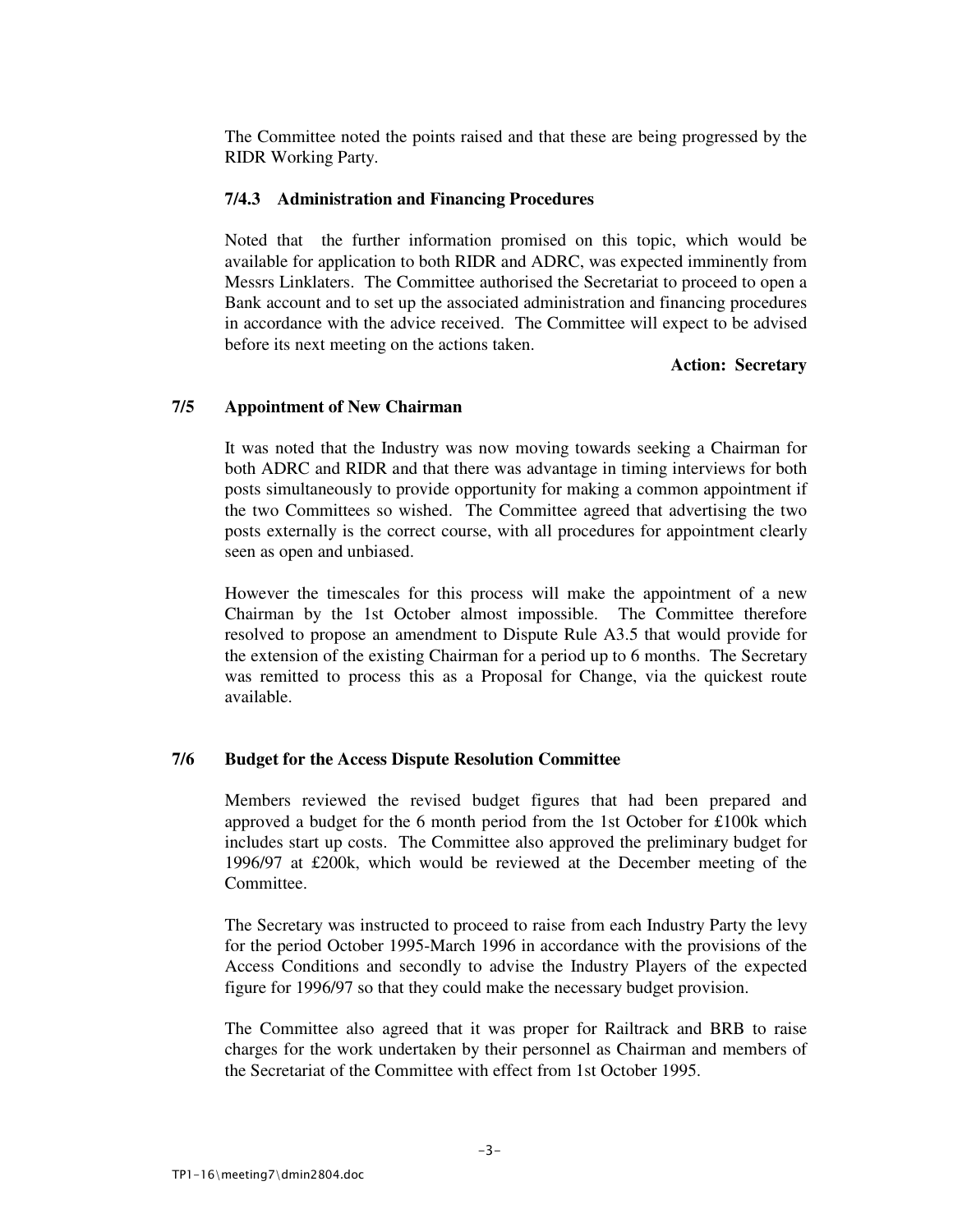The Committee noted the points raised and that these are being progressed by the RIDR Working Party.

### 7/4.3 Administration and Financing Procedures

Noted that the further information promised on this topic, which would be available for application to both RIDR and ADRC, was expected imminently from Messrs Linklaters. The Committee authorised the Secretariat to proceed to open a Bank account and to set up the associated administration and financing procedures in accordance with the advice received. The Committee will expect to be advised before its next meeting on the actions taken.

**Action: Secretary**

## 7/5 Appointment of New Chairman

It was noted that the Industry was now moving towards seeking a Chairman for both ADRC and RIDR and that there was advantage in timing interviews for both posts simultaneously to provide opportunity for making a common appointment if the two Committees so wished. The Committee agreed that advertising the two posts externally is the correct course, with all procedures for appointment clearly seen as open and unbiased.

However the timescales for this process will make the appointment of a new Chairman by the 1st October almost impossible. The Committee therefore resolved to propose an amendment to Dispute Rule A3.5 that would provide for the extension of the existing Chairman for a period up to 6 months. The Secretary was remitted to process this as a Proposal for Change, via the quickest route available.

## 7/6 Budget for the Access Dispute Resolution Committee

Members reviewed the revised budget figures that had been prepared and approved a budget for the 6 month period from the 1st October for £100k which includes start up costs. The Committee also approved the preliminary budget for 1996/97 at £200k, which would be reviewed at the December meeting of the Committee.

The Secretary was instructed to proceed to raise from each Industry Party the levy for the period October 1995-March 1996 in accordance with the provisions of the Access Conditions and secondly to advise the Industry Players of the expected figure for 1996/97 so that they could make the necessary budget provision.

The Committee also agreed that it was proper for Railtrack and BRB to raise charges for the work undertaken by their personnel as Chairman and members of the Secretariat of the Committee with effect from 1st October 1995.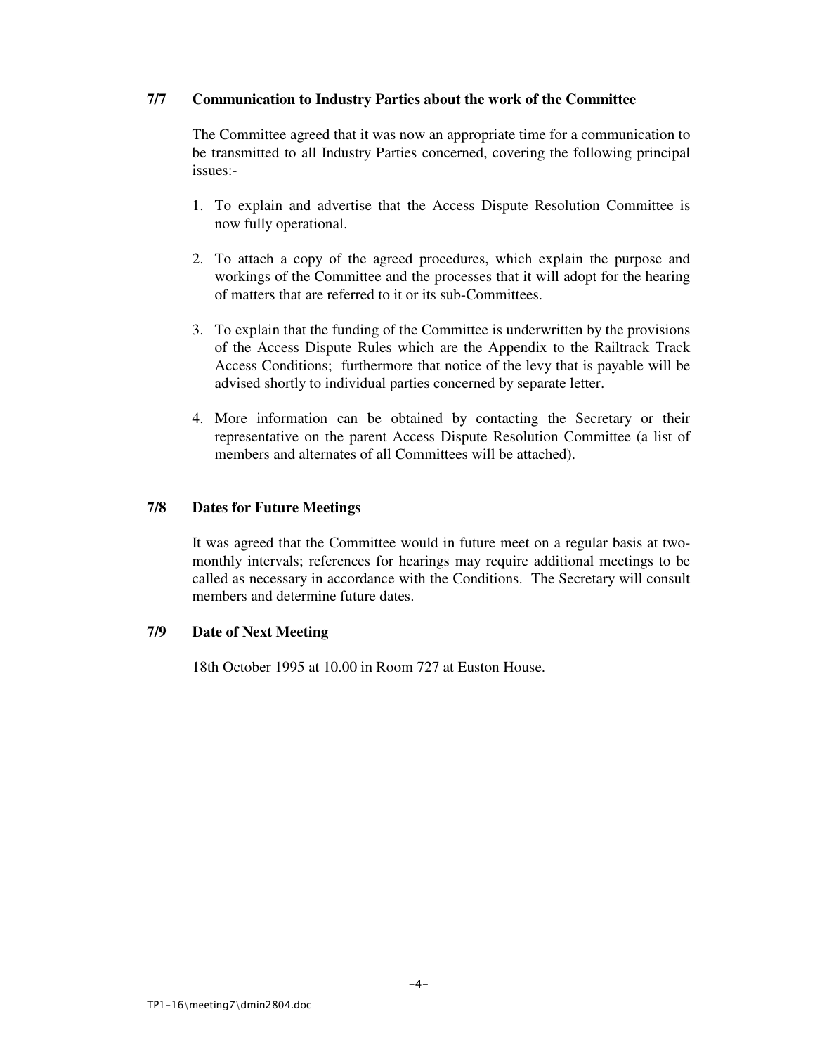## 7/7 Communication to Industry Parties about the work of the Committee

The Committee agreed that it was now an appropriate time for a communication to be transmitted to all Industry Parties concerned, covering the following principal issues:-

1. To explain and advertise that the Access Dispute Resolution Committee is now fully operational.

2. To attach a copy of the agreed procedures, which explain the purpose and workings of the Committee and the processes that it will adopt for the hearing of matters that are referred to it or its sub-Committees.

3. To explain that the funding of the Committee is underwritten by the provisions of the Access Dispute Rules which are the Appendix to the Railtrack Track Access Conditions; furthermore that notice of the levy that is payable will be advised shortly to individual parties concerned by separate letter.

4. More information can be obtained by contacting the Secretary or their representative on the parent Access Dispute Resolution Committee (a list of members and alternates of all Committees will be attached).

## 7/8 Dates for Future Meetings

It was agreed that the Committee would in future meet on a regular basis at two-monthly intervals; references for hearings may require additional meetings to be called as necessary in accordance with the Conditions. The Secretary will consult members and determine future dates.

## 7/9 Date of Next Meeting

18th October 1995 at 10.00 in Room 727 at Euston House.

TP1-16\meeting7\dmin2804.doc